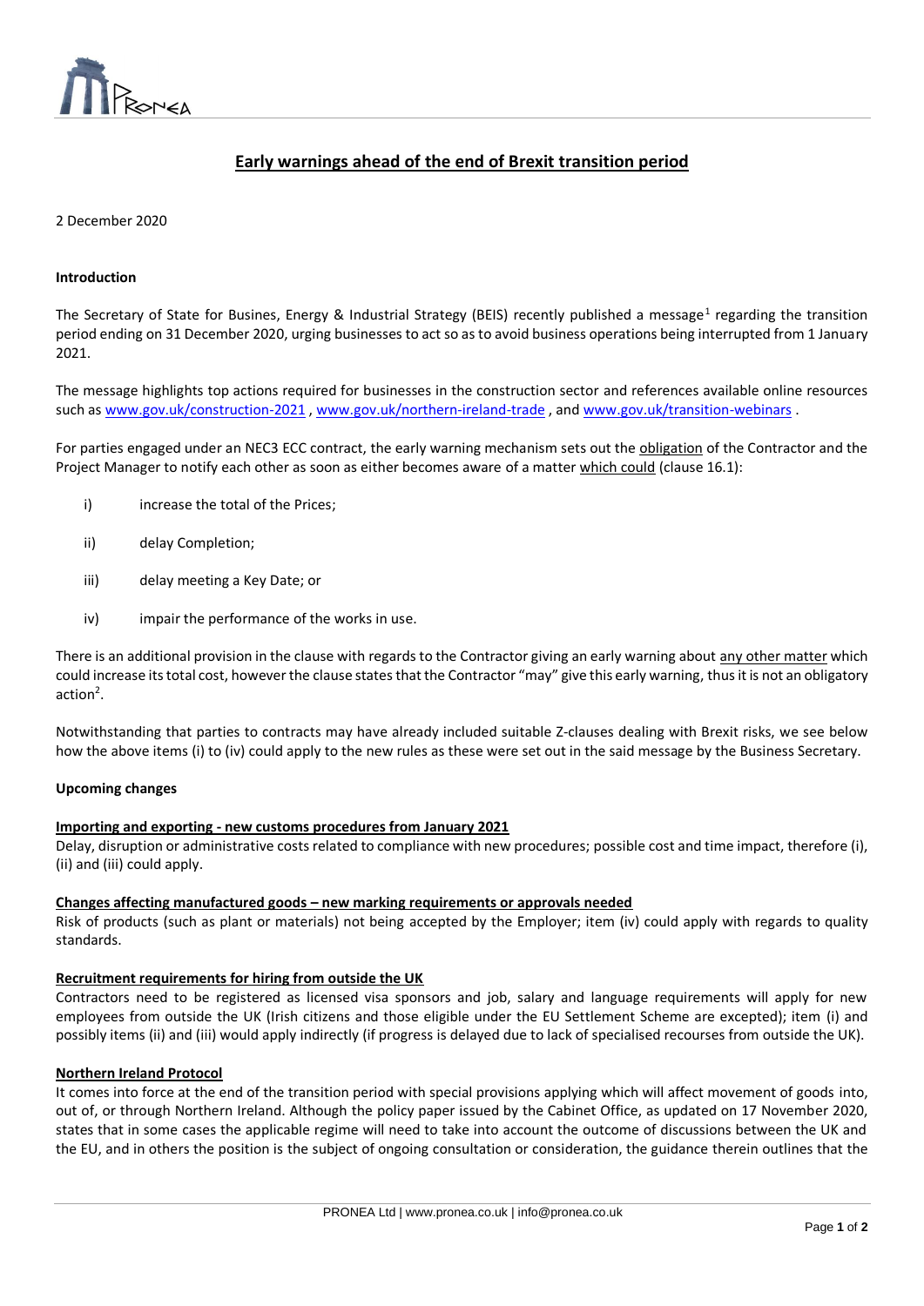# Early warnings ahead of the end of Brexit transition period

2 December 2020

**Introduction**

The Secretary of State for Busines, Energy & Industrial Strategy (BEIS) recently published a message[1] regarding the transition period ending on 31 December 2020, urging businesses to act so as to avoid business operations being interrupted from 1 January 2021.

The message highlights top actions required for businesses in the construction sector and references available online resources such as www.gov.uk/construction-2021 , www.gov.uk/northern-ireland-trade , and www.gov.uk/transition-webinars .

For parties engaged under an NEC3 ECC contract, the early warning mechanism sets out the obligation of the Contractor and the Project Manager to notify each other as soon as either becomes aware of a matter which could (clause 16.1):

- i) increase the total of the Prices;
- ii) delay Completion;
- iii) delay meeting a Key Date; or
- iv) impair the performance of the works in use.

There is an additional provision in the clause with regards to the Contractor giving an early warning about any other matter which could increase its total cost, however the clause states that the Contractor "may" give this early warning, thus it is not an obligatory action[2].

Notwithstanding that parties to contracts may have already included suitable Z-clauses dealing with Brexit risks, we see below how the above items (i) to (iv) could apply to the new rules as these were set out in the said message by the Business Secretary.

**Upcoming changes**

**Importing and exporting - new customs procedures from January 2021**

Delay, disruption or administrative costs related to compliance with new procedures; possible cost and time impact, therefore (i), (ii) and (iii) could apply.

**Changes affecting manufactured goods – new marking requirements or approvals needed**

Risk of products (such as plant or materials) not being accepted by the Employer; item (iv) could apply with regards to quality standards.

**Recruitment requirements for hiring from outside the UK**

Contractors need to be registered as licensed visa sponsors and job, salary and language requirements will apply for new employees from outside the UK (Irish citizens and those eligible under the EU Settlement Scheme are excepted); item (i) and possibly items (ii) and (iii) would apply indirectly (if progress is delayed due to lack of specialised recourses from outside the UK).

**Northern Ireland Protocol**

It comes into force at the end of the transition period with special provisions applying which will affect movement of goods into, out of, or through Northern Ireland. Although the policy paper issued by the Cabinet Office, as updated on 17 November 2020, states that in some cases the applicable regime will need to take into account the outcome of discussions between the UK and the EU, and in others the position is the subject of ongoing consultation or consideration, the guidance therein outlines that the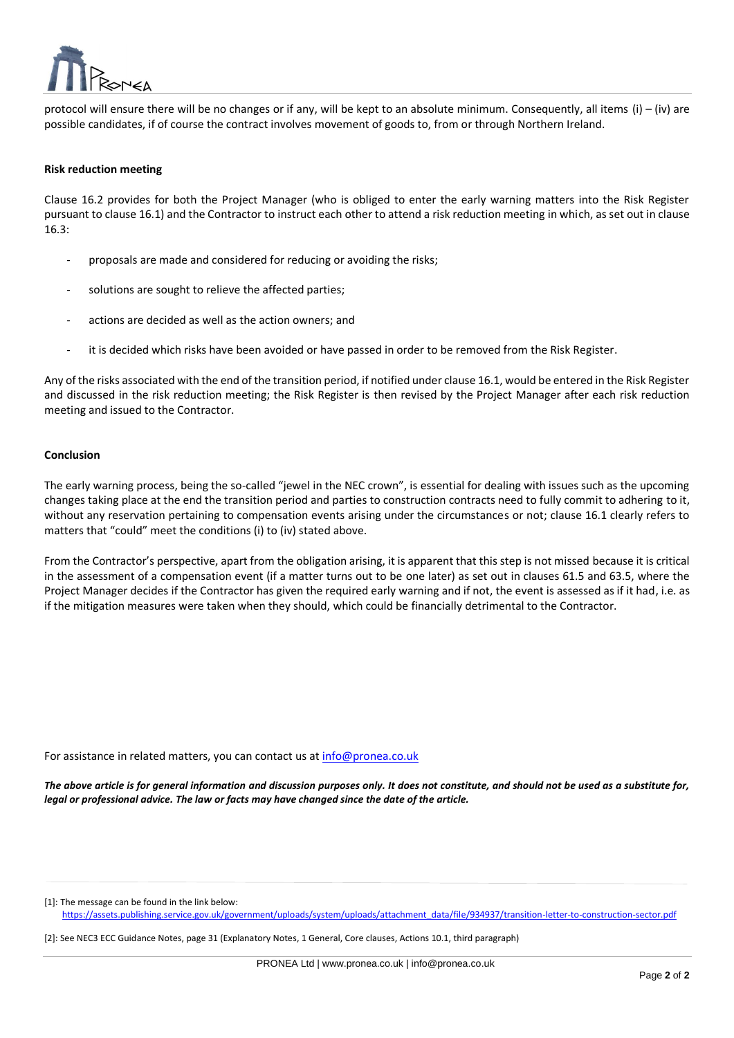protocol will ensure there will be no changes or if any, will be kept to an absolute minimum. Consequently, all items (i) – (iv) are possible candidates, if of course the contract involves movement of goods to, from or through Northern Ireland.

**Risk reduction meeting**

Clause 16.2 provides for both the Project Manager (who is obliged to enter the early warning matters into the Risk Register pursuant to clause 16.1) and the Contractor to instruct each other to attend a risk reduction meeting in which, as set out in clause 16.3:

- proposals are made and considered for reducing or avoiding the risks;
- solutions are sought to relieve the affected parties;
- actions are decided as well as the action owners; and
- it is decided which risks have been avoided or have passed in order to be removed from the Risk Register.

Any of the risks associated with the end of the transition period, if notified under clause 16.1, would be entered in the Risk Register and discussed in the risk reduction meeting; the Risk Register is then revised by the Project Manager after each risk reduction meeting and issued to the Contractor.

**Conclusion**

The early warning process, being the so-called "jewel in the NEC crown", is essential for dealing with issues such as the upcoming changes taking place at the end the transition period and parties to construction contracts need to fully commit to adhering to it, without any reservation pertaining to compensation events arising under the circumstances or not; clause 16.1 clearly refers to matters that "could" meet the conditions (i) to (iv) stated above.

From the Contractor's perspective, apart from the obligation arising, it is apparent that this step is not missed because it is critical in the assessment of a compensation event (if a matter turns out to be one later) as set out in clauses 61.5 and 63.5, where the Project Manager decides if the Contractor has given the required early warning and if not, the event is assessed as if it had, i.e. as if the mitigation measures were taken when they should, which could be financially detrimental to the Contractor.

For assistance in related matters, you can contact us at info@pronea.co.uk

***The above article is for general information and discussion purposes only. It does not constitute, and should not be used as a substitute for, legal or professional advice. The law or facts may have changed since the date of the article.***

[1]: The message can be found in the link below:
https://assets.publishing.service.gov.uk/government/uploads/system/uploads/attachment_data/file/934937/transition-letter-to-construction-sector.pdf

[2]: See NEC3 ECC Guidance Notes, page 31 (Explanatory Notes, 1 General, Core clauses, Actions 10.1, third paragraph)